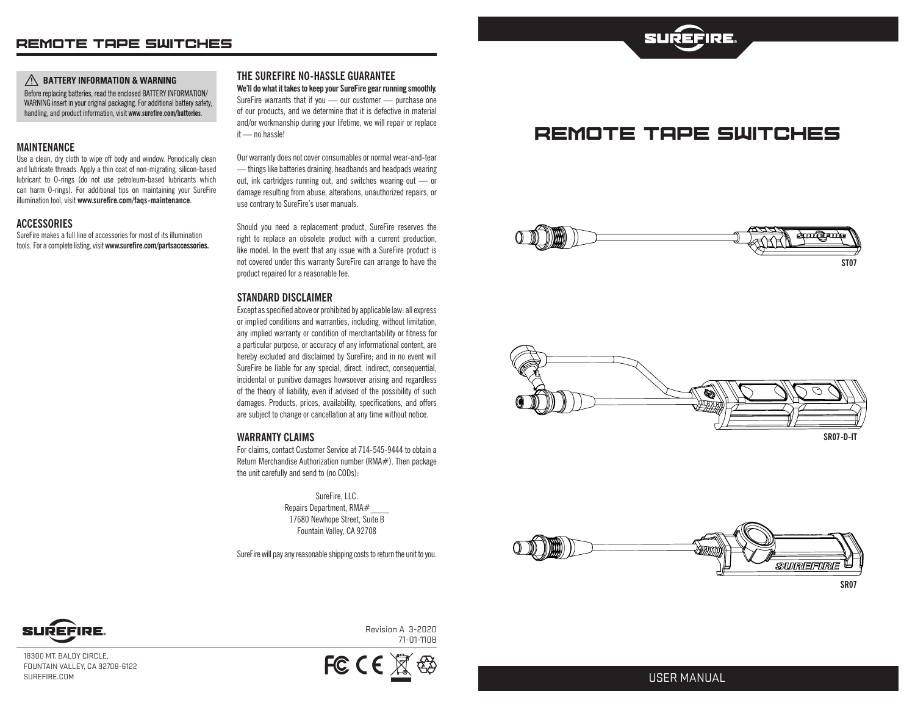# REMOTE TAPE SWITCHES

### ⚠ BATTERY INFORMATION & WARNING

Before replacing batteries, read the enclosed BATTERY INFORMATION/WARNING insert in your original packaging. For additional battery safety, handling, and product information, visit **www.surefire.com/batteries**.

## MAINTENANCE

Use a clean, dry cloth to wipe off body and window. Periodically clean and lubricate threads. Apply a thin coat of non-migrating, silicon-based lubricant to O-rings (do not use petroleum-based lubricants which can harm O-rings). For additional tips on maintaining your SureFire illumination tool, visit **www.surefire.com/faqs-maintenance**.

## ACCESSORIES

SureFire makes a full line of accessories for most of its illumination tools. For a complete listing, visit **www.surefire.com/partsaccessories.**

## THE SUREFIRE NO-HASSLE GUARANTEE

**We'll do what it takes to keep your SureFire gear running smoothly.** SureFire warrants that if you — our customer — purchase one of our products, and we determine that it is defective in material and/or workmanship during your lifetime, we will repair or replace it — no hassle!

Our warranty does not cover consumables or normal wear-and-tear — things like batteries draining, headbands and headpads wearing out, ink cartridges running out, and switches wearing out — or damage resulting from abuse, alterations, unauthorized repairs, or use contrary to SureFire's user manuals.

Should you need a replacement product, SureFire reserves the right to replace an obsolete product with a current production, like model. In the event that any issue with a SureFire product is not covered under this warranty SureFire can arrange to have the product repaired for a reasonable fee.

## STANDARD DISCLAIMER

Except as specified above or prohibited by applicable law: all express or implied conditions and warranties, including, without limitation, any implied warranty or condition of merchantability or fitness for a particular purpose, or accuracy of any informational content, are hereby excluded and disclaimed by SureFire; and in no event will SureFire be liable for any special, direct, indirect, consequential, incidental or punitive damages howsoever arising and regardless of the theory of liability, even if advised of the possibility of such damages. Products, prices, availability, specifications, and offers are subject to change or cancellation at any time without notice.

## WARRANTY CLAIMS

For claims, contact Customer Service at 714-545-9444 to obtain a Return Merchandise Authorization number (RMA#). Then package the unit carefully and send to (no CODs):

SureFire, LLC.
Repairs Department, RMA# ____
17680 Newhope Street, Suite B
Fountain Valley, CA 92708

SureFire will pay any reasonable shipping costs to return the unit to you.

SUREFIRE

18300 MT. BALDY CIRCLE,
FOUNTAIN VALLEY, CA 92708-6122
SUREFIRE.COM

Revision A 3-2020
71-01-1108

---

SUREFIRE

# REMOTE TAPE SWITCHES

ST07

SR07-D-IT

SR07

USER MANUAL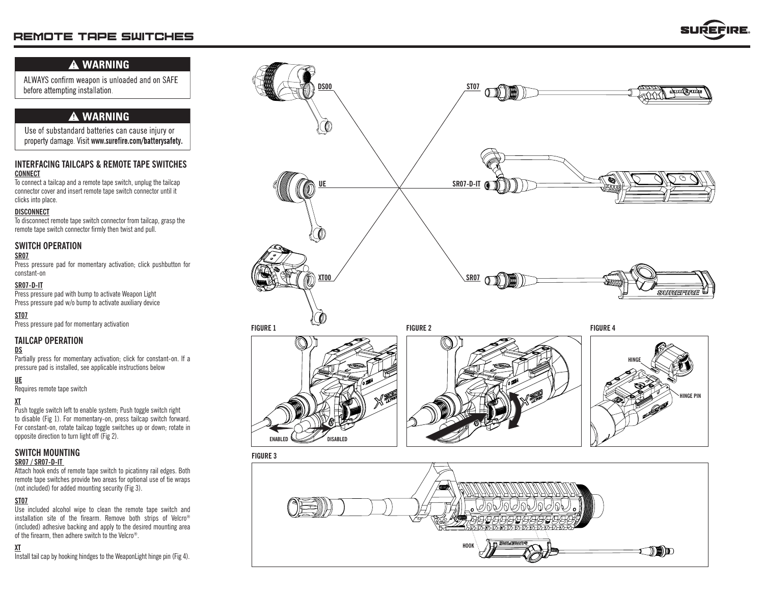# REMOTE TAPE SWITCHES

## ⚠ WARNING

ALWAYS confirm weapon is unloaded and on SAFE before attempting installation.

## ⚠ WARNING

Use of substandard batteries can cause injury or property damage. Visit **www.surefire.com/batterysafety.**

### INTERFACING TAILCAPS & REMOTE TAPE SWITCHES

**CONNECT**

To connect a tailcap and a remote tape switch, unplug the tailcap connector cover and insert remote tape switch connector until it clicks into place.

**DISCONNECT**

To disconnect remote tape switch connector from tailcap, grasp the remote tape switch connector firmly then twist and pull.

### SWITCH OPERATION

**SR07**

Press pressure pad for momentary activation; click pushbutton for constant-on

**SR07-D-IT**

Press pressure pad with bump to activate Weapon Light
Press pressure pad w/o bump to activate auxiliary device

**ST07**

Press pressure pad for momentary activation

### TAILCAP OPERATION

**DS**

Partially press for momentary activation; click for constant-on. If a pressure pad is installed, see applicable instructions below

**UE**

Requires remote tape switch

**XT**

Push toggle switch left to enable system; Push toggle switch right to disable (Fig 1). For momentary-on, press tailcap switch forward. For constant-on, rotate tailcap toggle switches up or down; rotate in opposite direction to turn light off (Fig 2).

### SWITCH MOUNTING

**SR07 / SR07-D-IT**

Attach hook ends of remote tape switch to picatinny rail edges. Both remote tape switches provide two areas for optional use of tie wraps (not included) for added mounting security (Fig 3).

**ST07**

Use included alcohol wipe to clean the remote tape switch and installation site of the firearm. Remove both strips of Velcro® (included) adhesive backing and apply to the desired mounting area of the firearm, then adhere switch to the Velcro®.

**XT**

Install tail cap by hooking hindges to the WeaponLight hinge pin (Fig 4).

DS00
UE
XT00
ST07
SR07-D-IT
SR07

FIGURE 1

ENABLED
DISABLED

FIGURE 2

FIGURE 4

HINGE
HINGE PIN

FIGURE 3

HOOK